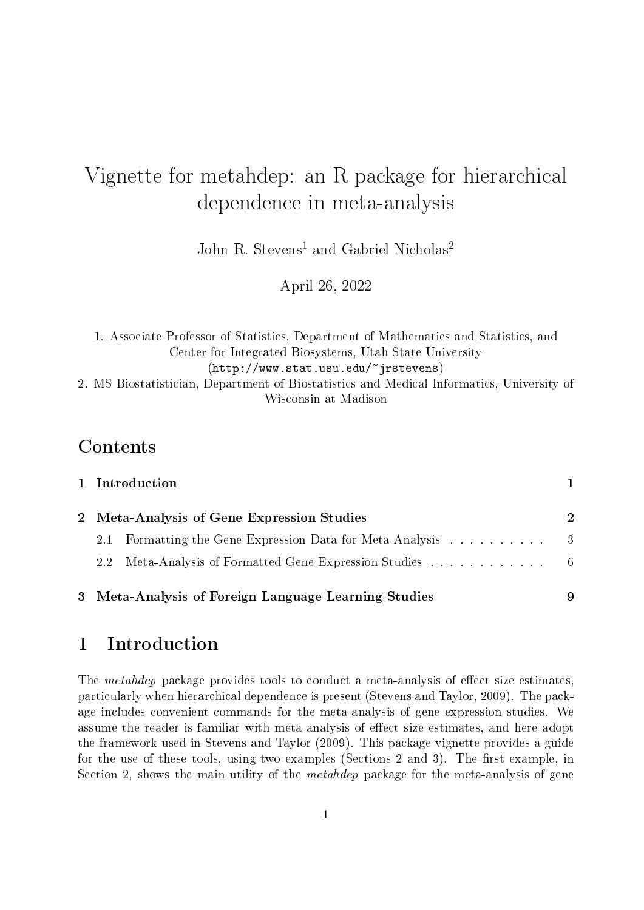# Vignette for metahdep: an R package for hierarchical dependence in meta-analysis

John R. Stevens[1] and Gabriel Nicholas[2]

April 26, 2022

1. Associate Professor of Statistics, Department of Mathematics and Statistics, and Center for Integrated Biosystems, Utah State University (http://www.stat.usu.edu/~jrstevens)
2. MS Biostatistician, Department of Biostatistics and Medical Informatics, University of Wisconsin at Madison

## Contents

- 1 Introduction — 1
- 2 Meta-Analysis of Gene Expression Studies — 2
  - 2.1 Formatting the Gene Expression Data for Meta-Analysis — 3
  - 2.2 Meta-Analysis of Formatted Gene Expression Studies — 6
- 3 Meta-Analysis of Foreign Language Learning Studies — 9

## 1 Introduction

The *metahdep* package provides tools to conduct a meta-analysis of effect size estimates, particularly when hierarchical dependence is present (Stevens and Taylor, 2009). The package includes convenient commands for the meta-analysis of gene expression studies. We assume the reader is familiar with meta-analysis of effect size estimates, and here adopt the framework used in Stevens and Taylor (2009). This package vignette provides a guide for the use of these tools, using two examples (Sections 2 and 3). The first example, in Section 2, shows the main utility of the *metahdep* package for the meta-analysis of gene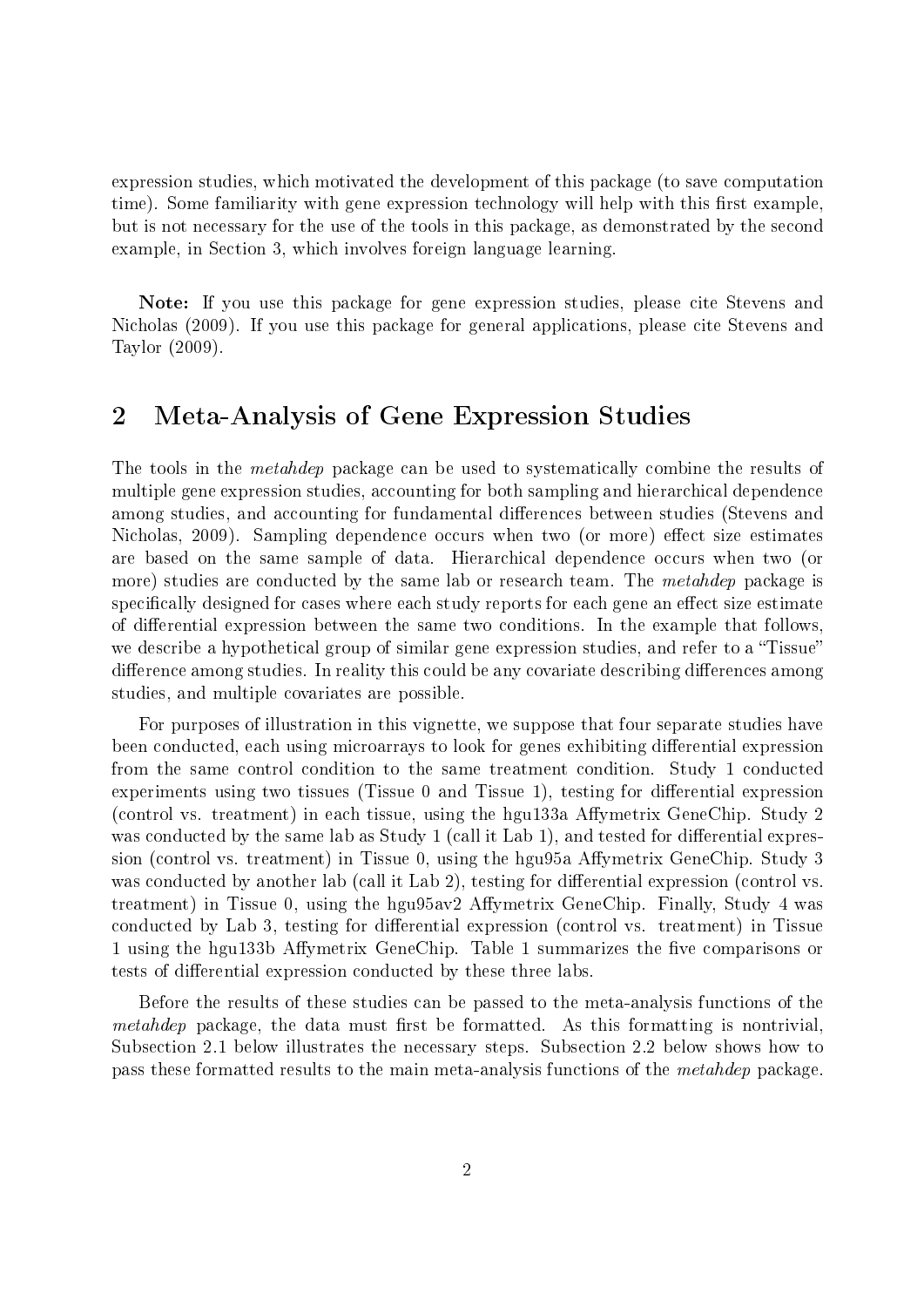expression studies, which motivated the development of this package (to save computation time). Some familiarity with gene expression technology will help with this first example, but is not necessary for the use of the tools in this package, as demonstrated by the second example, in Section 3, which involves foreign language learning.

**Note:** If you use this package for gene expression studies, please cite Stevens and Nicholas (2009). If you use this package for general applications, please cite Stevens and Taylor (2009).

## 2 Meta-Analysis of Gene Expression Studies

The tools in the *metahdep* package can be used to systematically combine the results of multiple gene expression studies, accounting for both sampling and hierarchical dependence among studies, and accounting for fundamental differences between studies (Stevens and Nicholas, 2009). Sampling dependence occurs when two (or more) effect size estimates are based on the same sample of data. Hierarchical dependence occurs when two (or more) studies are conducted by the same lab or research team. The *metahdep* package is specifically designed for cases where each study reports for each gene an effect size estimate of differential expression between the same two conditions. In the example that follows, we describe a hypothetical group of similar gene expression studies, and refer to a "Tissue" difference among studies. In reality this could be any covariate describing differences among studies, and multiple covariates are possible.

For purposes of illustration in this vignette, we suppose that four separate studies have been conducted, each using microarrays to look for genes exhibiting differential expression from the same control condition to the same treatment condition. Study 1 conducted experiments using two tissues (Tissue 0 and Tissue 1), testing for differential expression (control vs. treatment) in each tissue, using the hgu133a Affymetrix GeneChip. Study 2 was conducted by the same lab as Study 1 (call it Lab 1), and tested for differential expression (control vs. treatment) in Tissue 0, using the hgu95a Affymetrix GeneChip. Study 3 was conducted by another lab (call it Lab 2), testing for differential expression (control vs. treatment) in Tissue 0, using the hgu95av2 Affymetrix GeneChip. Finally, Study 4 was conducted by Lab 3, testing for differential expression (control vs. treatment) in Tissue 1 using the hgu133b Affymetrix GeneChip. Table 1 summarizes the five comparisons or tests of differential expression conducted by these three labs.

Before the results of these studies can be passed to the meta-analysis functions of the *metahdep* package, the data must first be formatted. As this formatting is nontrivial, Subsection 2.1 below illustrates the necessary steps. Subsection 2.2 below shows how to pass these formatted results to the main meta-analysis functions of the *metahdep* package.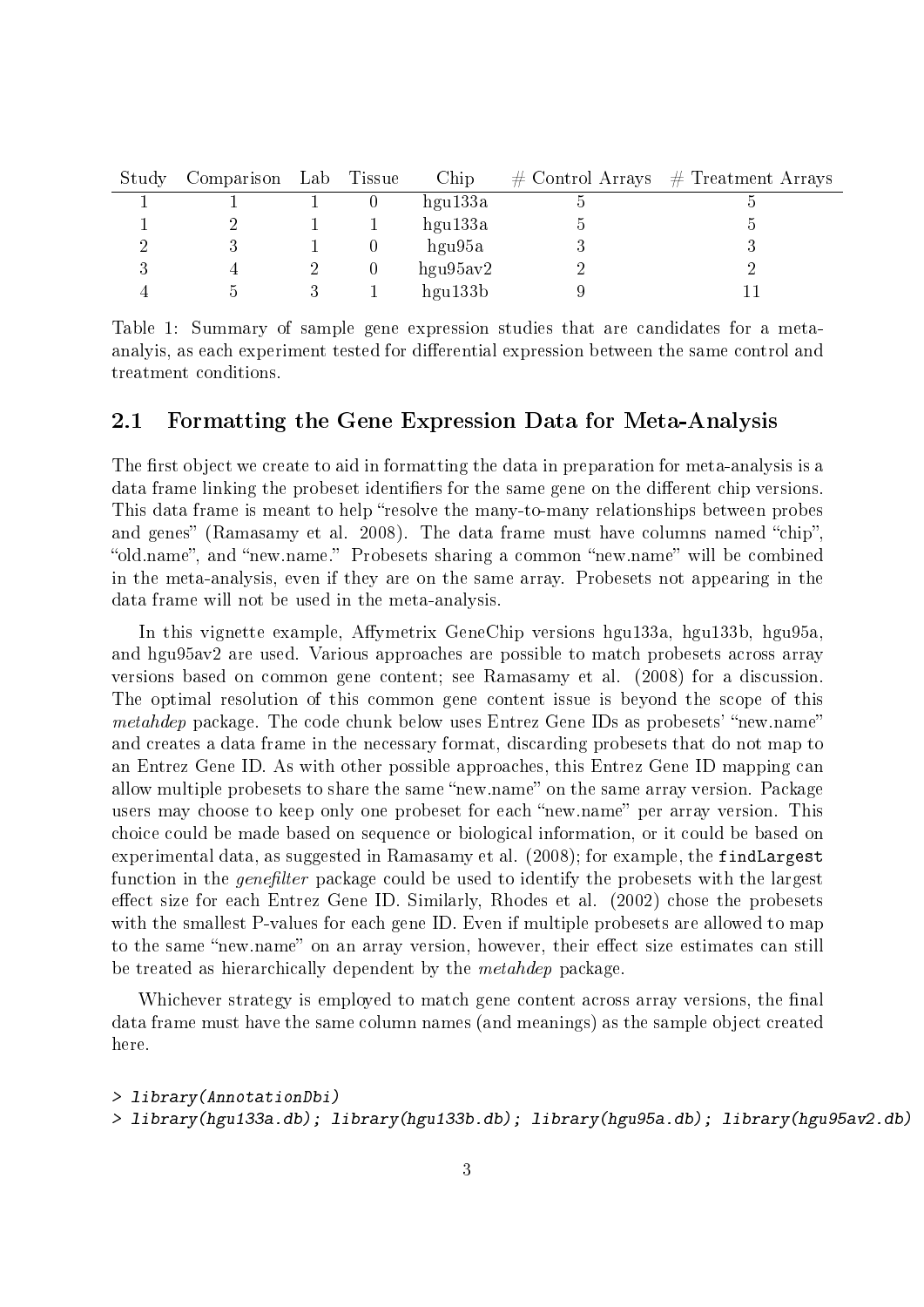| Study | Comparison | Lab | Tissue | Chip | # Control Arrays | # Treatment Arrays |
|---|---|---|---|---|---|---|
| 1 | 1 | 1 | 0 | hgu133a | 5 | 5 |
| 1 | 2 | 1 | 1 | hgu133a | 5 | 5 |
| 2 | 3 | 1 | 0 | hgu95a | 3 | 3 |
| 3 | 4 | 2 | 0 | hgu95av2 | 2 | 2 |
| 4 | 5 | 3 | 1 | hgu133b | 9 | 11 |

Table 1: Summary of sample gene expression studies that are candidates for a meta-analyis, as each experiment tested for differential expression between the same control and treatment conditions.

## 2.1 Formatting the Gene Expression Data for Meta-Analysis

The first object we create to aid in formatting the data in preparation for meta-analysis is a data frame linking the probeset identifiers for the same gene on the different chip versions. This data frame is meant to help "resolve the many-to-many relationships between probes and genes" (Ramasamy et al. 2008). The data frame must have columns named "chip", "old.name", and "new.name." Probesets sharing a common "new.name" will be combined in the meta-analysis, even if they are on the same array. Probesets not appearing in the data frame will not be used in the meta-analysis.

In this vignette example, Affymetrix GeneChip versions hgu133a, hgu133b, hgu95a, and hgu95av2 are used. Various approaches are possible to match probesets across array versions based on common gene content; see Ramasamy et al. (2008) for a discussion. The optimal resolution of this common gene content issue is beyond the scope of this *metahdep* package. The code chunk below uses Entrez Gene IDs as probesets' "new.name" and creates a data frame in the necessary format, discarding probesets that do not map to an Entrez Gene ID. As with other possible approaches, this Entrez Gene ID mapping can allow multiple probesets to share the same "new.name" on the same array version. Package users may choose to keep only one probeset for each "new.name" per array version. This choice could be made based on sequence or biological information, or it could be based on experimental data, as suggested in Ramasamy et al. (2008); for example, the `findLargest` function in the *genefilter* package could be used to identify the probesets with the largest effect size for each Entrez Gene ID. Similarly, Rhodes et al. (2002) chose the probesets with the smallest P-values for each gene ID. Even if multiple probesets are allowed to map to the same "new.name" on an array version, however, their effect size estimates can still be treated as hierarchically dependent by the *metahdep* package.

Whichever strategy is employed to match gene content across array versions, the final data frame must have the same column names (and meanings) as the sample object created here.

```
> library(AnnotationDbi)
> library(hgu133a.db); library(hgu133b.db); library(hgu95a.db); library(hgu95av2.db)
```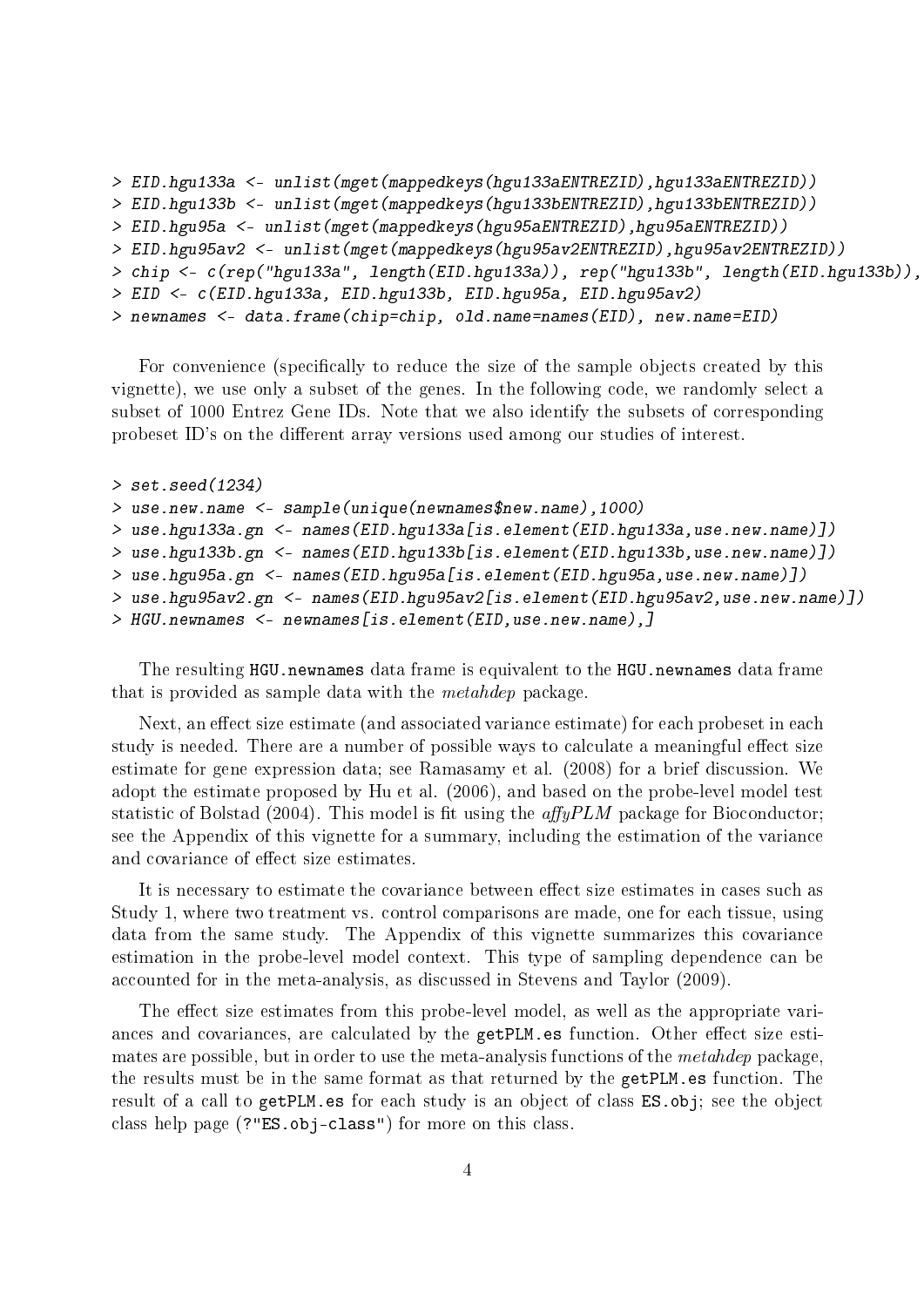```
> EID.hgu133a <- unlist(mget(mappedkeys(hgu133aENTREZID),hgu133aENTREZID))
> EID.hgu133b <- unlist(mget(mappedkeys(hgu133bENTREZID),hgu133bENTREZID))
> EID.hgu95a <- unlist(mget(mappedkeys(hgu95aENTREZID),hgu95aENTREZID))
> EID.hgu95av2 <- unlist(mget(mappedkeys(hgu95av2ENTREZID),hgu95av2ENTREZID))
> chip <- c(rep("hgu133a", length(EID.hgu133a)), rep("hgu133b", length(EID.hgu133b)),
> EID <- c(EID.hgu133a, EID.hgu133b, EID.hgu95a, EID.hgu95av2)
> newnames <- data.frame(chip=chip, old.name=names(EID), new.name=EID)
```

For convenience (specifically to reduce the size of the sample objects created by this vignette), we use only a subset of the genes. In the following code, we randomly select a subset of 1000 Entrez Gene IDs. Note that we also identify the subsets of corresponding probeset ID's on the different array versions used among our studies of interest.

```
> set.seed(1234)
> use.new.name <- sample(unique(newnames$new.name),1000)
> use.hgu133a.gn <- names(EID.hgu133a[is.element(EID.hgu133a,use.new.name)])
> use.hgu133b.gn <- names(EID.hgu133b[is.element(EID.hgu133b,use.new.name)])
> use.hgu95a.gn <- names(EID.hgu95a[is.element(EID.hgu95a,use.new.name)])
> use.hgu95av2.gn <- names(EID.hgu95av2[is.element(EID.hgu95av2,use.new.name)])
> HGU.newnames <- newnames[is.element(EID,use.new.name),]
```

The resulting `HGU.newnames` data frame is equivalent to the `HGU.newnames` data frame that is provided as sample data with the *metahdep* package.

Next, an effect size estimate (and associated variance estimate) for each probeset in each study is needed. There are a number of possible ways to calculate a meaningful effect size estimate for gene expression data; see Ramasamy et al. (2008) for a brief discussion. We adopt the estimate proposed by Hu et al. (2006), and based on the probe-level model test statistic of Bolstad (2004). This model is fit using the *affyPLM* package for Bioconductor; see the Appendix of this vignette for a summary, including the estimation of the variance and covariance of effect size estimates.

It is necessary to estimate the covariance between effect size estimates in cases such as Study 1, where two treatment vs. control comparisons are made, one for each tissue, using data from the same study. The Appendix of this vignette summarizes this covariance estimation in the probe-level model context. This type of sampling dependence can be accounted for in the meta-analysis, as discussed in Stevens and Taylor (2009).

The effect size estimates from this probe-level model, as well as the appropriate variances and covariances, are calculated by the `getPLM.es` function. Other effect size estimates are possible, but in order to use the meta-analysis functions of the *metahdep* package, the results must be in the same format as that returned by the `getPLM.es` function. The result of a call to `getPLM.es` for each study is an object of class `ES.obj`; see the object class help page (`?"ES.obj-class"`) for more on this class.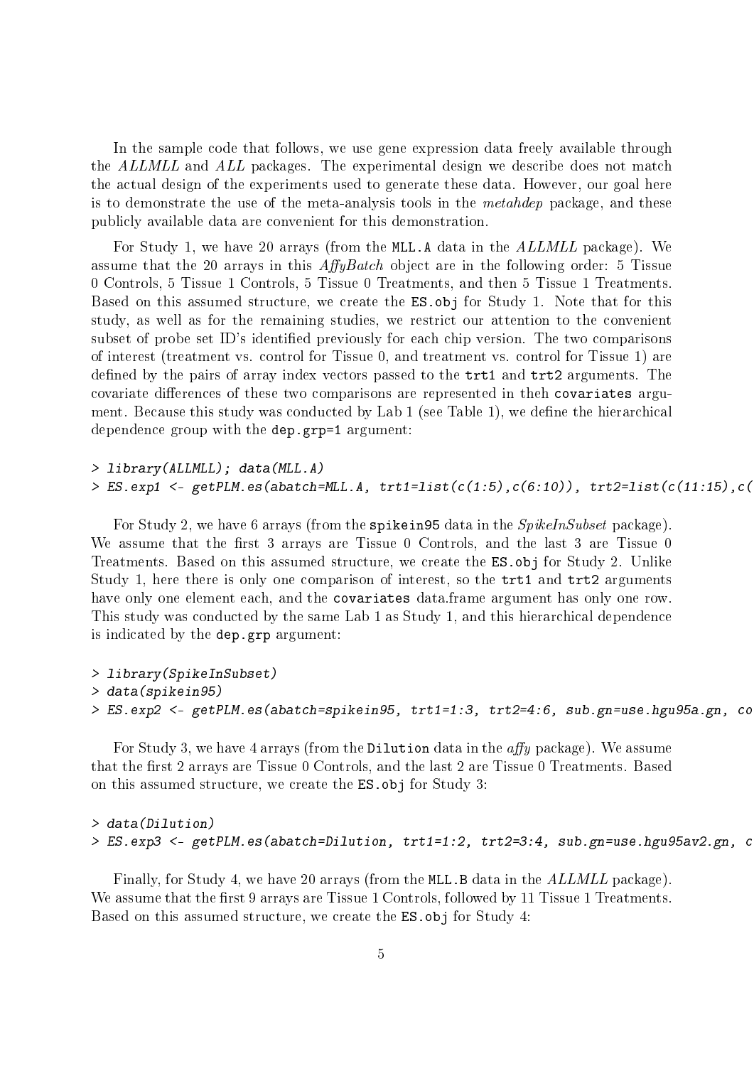In the sample code that follows, we use gene expression data freely available through the *ALLMLL* and *ALL* packages. The experimental design we describe does not match the actual design of the experiments used to generate these data. However, our goal here is to demonstrate the use of the meta-analysis tools in the *metahdep* package, and these publicly available data are convenient for this demonstration.

For Study 1, we have 20 arrays (from the `MLL.A` data in the *ALLMLL* package). We assume that the 20 arrays in this *AffyBatch* object are in the following order: 5 Tissue 0 Controls, 5 Tissue 1 Controls, 5 Tissue 0 Treatments, and then 5 Tissue 1 Treatments. Based on this assumed structure, we create the `ES.obj` for Study 1. Note that for this study, as well as for the remaining studies, we restrict our attention to the convenient subset of probe set ID's identified previously for each chip version. The two comparisons of interest (treatment vs. control for Tissue 0, and treatment vs. control for Tissue 1) are defined by the pairs of array index vectors passed to the `trt1` and `trt2` arguments. The covariate differences of these two comparisons are represented in theh `covariates` argument. Because this study was conducted by Lab 1 (see Table 1), we define the hierarchical dependence group with the `dep.grp=1` argument:

```
> library(ALLMLL); data(MLL.A)
> ES.exp1 <- getPLM.es(abatch=MLL.A, trt1=list(c(1:5),c(6:10)), trt2=list(c(11:15),c(
```

For Study 2, we have 6 arrays (from the `spikein95` data in the *SpikeInSubset* package). We assume that the first 3 arrays are Tissue 0 Controls, and the last 3 are Tissue 0 Treatments. Based on this assumed structure, we create the `ES.obj` for Study 2. Unlike Study 1, here there is only one comparison of interest, so the `trt1` and `trt2` arguments have only one element each, and the `covariates` data.frame argument has only one row. This study was conducted by the same Lab 1 as Study 1, and this hierarchical dependence is indicated by the `dep.grp` argument:

```
> library(SpikeInSubset)
> data(spikein95)
> ES.exp2 <- getPLM.es(abatch=spikein95, trt1=1:3, trt2=4:6, sub.gn=use.hgu95a.gn, co
```

For Study 3, we have 4 arrays (from the `Dilution` data in the *affy* package). We assume that the first 2 arrays are Tissue 0 Controls, and the last 2 are Tissue 0 Treatments. Based on this assumed structure, we create the `ES.obj` for Study 3:

```
> data(Dilution)
> ES.exp3 <- getPLM.es(abatch=Dilution, trt1=1:2, trt2=3:4, sub.gn=use.hgu95av2.gn, c
```

Finally, for Study 4, we have 20 arrays (from the `MLL.B` data in the *ALLMLL* package). We assume that the first 9 arrays are Tissue 1 Controls, followed by 11 Tissue 1 Treatments. Based on this assumed structure, we create the `ES.obj` for Study 4: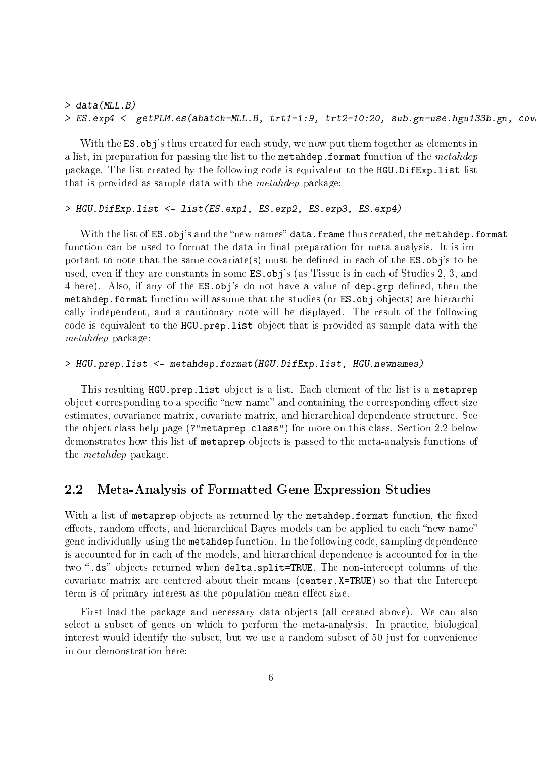```
> data(MLL.B)
> ES.exp4 <- getPLM.es(abatch=MLL.B, trt1=1:9, trt2=10:20, sub.gn=use.hgu133b.gn, cov
```

With the ES.obj's thus created for each study, we now put them together as elements in a list, in preparation for passing the list to the metahdep.format function of the *metahdep* package. The list created by the following code is equivalent to the HGU.DifExp.list list that is provided as sample data with the *metahdep* package:

```
> HGU.DifExp.list <- list(ES.exp1, ES.exp2, ES.exp3, ES.exp4)
```

With the list of ES.obj's and the "new names" data.frame thus created, the metahdep.format function can be used to format the data in final preparation for meta-analysis. It is important to note that the same covariate(s) must be defined in each of the ES.obj's to be used, even if they are constants in some ES.obj's (as Tissue is in each of Studies 2, 3, and 4 here). Also, if any of the ES.obj's do not have a value of dep.grp defined, then the metahdep.format function will assume that the studies (or ES.obj objects) are hierarchically independent, and a cautionary note will be displayed. The result of the following code is equivalent to the HGU.prep.list object that is provided as sample data with the *metahdep* package:

```
> HGU.prep.list <- metahdep.format(HGU.DifExp.list, HGU.newnames)
```

This resulting HGU.prep.list object is a list. Each element of the list is a metaprep object corresponding to a specific "new name" and containing the corresponding effect size estimates, covariance matrix, covariate matrix, and hierarchical dependence structure. See the object class help page (?"metaprep-class") for more on this class. Section 2.2 below demonstrates how this list of metaprep objects is passed to the meta-analysis functions of the *metahdep* package.

## 2.2 Meta-Analysis of Formatted Gene Expression Studies

With a list of metaprep objects as returned by the metahdep.format function, the fixed effects, random effects, and hierarchical Bayes models can be applied to each "new name" gene individually using the metahdep function. In the following code, sampling dependence is accounted for in each of the models, and hierarchical dependence is accounted for in the two ".ds" objects returned when delta.split=TRUE. The non-intercept columns of the covariate matrix are centered about their means (center.X=TRUE) so that the Intercept term is of primary interest as the population mean effect size.

First load the package and necessary data objects (all created above). We can also select a subset of genes on which to perform the meta-analysis. In practice, biological interest would identify the subset, but we use a random subset of 50 just for convenience in our demonstration here: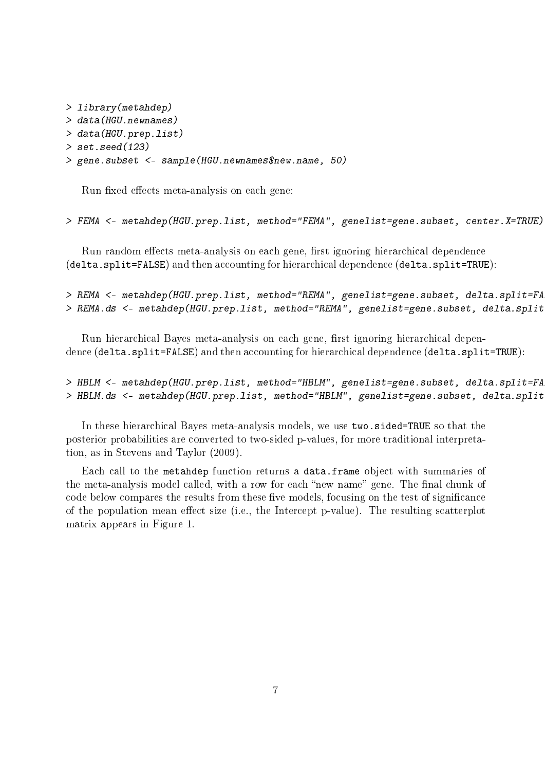```
> library(metahdep)
> data(HGU.newnames)
> data(HGU.prep.list)
> set.seed(123)
> gene.subset <- sample(HGU.newnames$new.name, 50)
```

Run fixed effects meta-analysis on each gene:

```
> FEMA <- metahdep(HGU.prep.list, method="FEMA", genelist=gene.subset, center.X=TRUE)
```

Run random effects meta-analysis on each gene, first ignoring hierarchical dependence (delta.split=FALSE) and then accounting for hierarchical dependence (delta.split=TRUE):

```
> REMA <- metahdep(HGU.prep.list, method="REMA", genelist=gene.subset, delta.split=FA
> REMA.ds <- metahdep(HGU.prep.list, method="REMA", genelist=gene.subset, delta.split
```

Run hierarchical Bayes meta-analysis on each gene, first ignoring hierarchical dependence (delta.split=FALSE) and then accounting for hierarchical dependence (delta.split=TRUE):

```
> HBLM <- metahdep(HGU.prep.list, method="HBLM", genelist=gene.subset, delta.split=FA
> HBLM.ds <- metahdep(HGU.prep.list, method="HBLM", genelist=gene.subset, delta.split
```

In these hierarchical Bayes meta-analysis models, we use two.sided=TRUE so that the posterior probabilities are converted to two-sided p-values, for more traditional interpretation, as in Stevens and Taylor (2009).

Each call to the metahdep function returns a data.frame object with summaries of the meta-analysis model called, with a row for each "new name" gene. The final chunk of code below compares the results from these five models, focusing on the test of significance of the population mean effect size (i.e., the Intercept p-value). The resulting scatterplot matrix appears in Figure 1.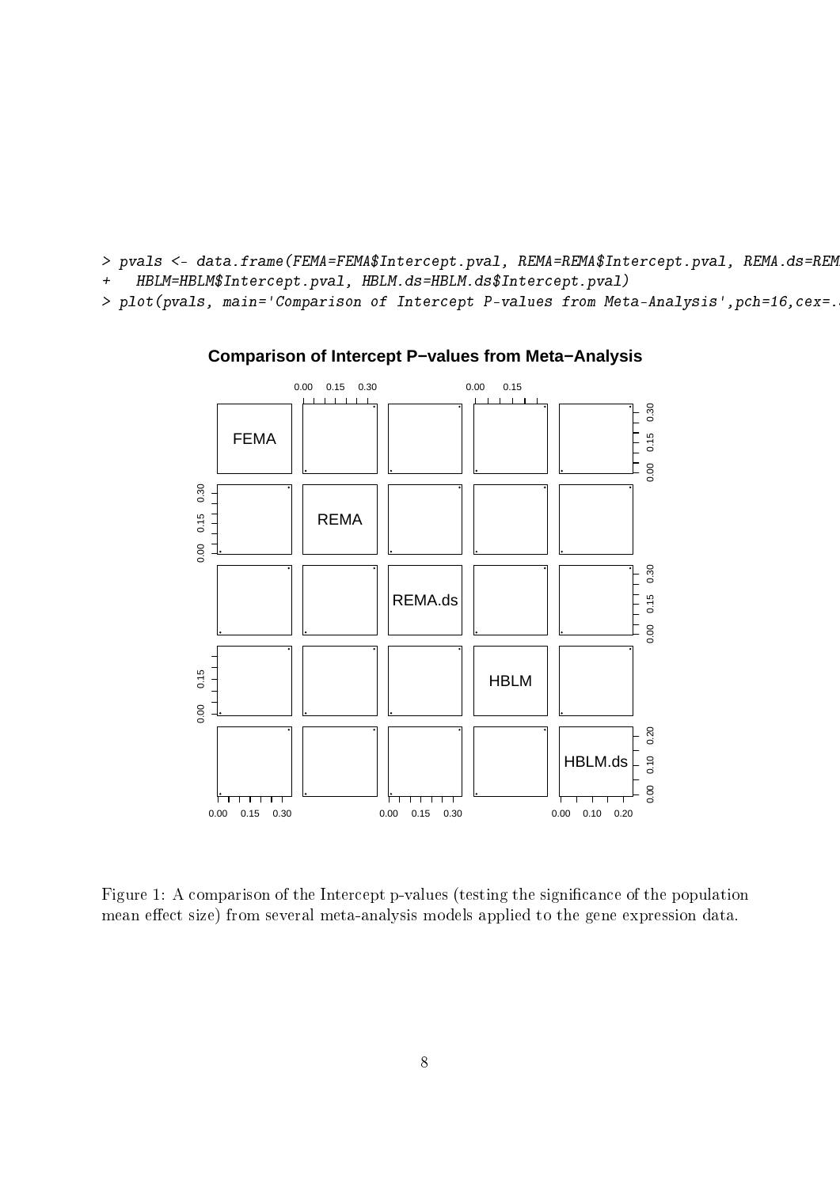```
> pvals <- data.frame(FEMA=FEMA$Intercept.pval, REMA=REMA$Intercept.pval, REMA.ds=REM
+   HBLM=HBLM$Intercept.pval, HBLM.ds=HBLM.ds$Intercept.pval)
> plot(pvals, main='Comparison of Intercept P-values from Meta-Analysis',pch=16,cex=.
```

Figure 1: A comparison of the Intercept p-values (testing the significance of the population mean effect size) from several meta-analysis models applied to the gene expression data.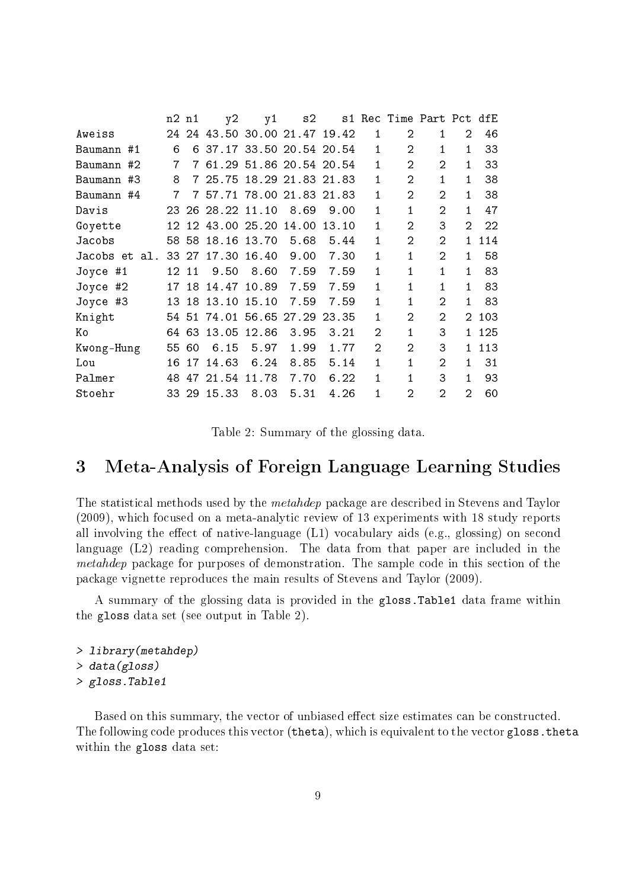| | n2 | n1 | y2 | y1 | s2 | s1 | Rec | Time | Part | Pct | dfE |
|---|---|---|---|---|---|---|---|---|---|---|---|
| Aweiss | 24 | 24 | 43.50 | 30.00 | 21.47 | 19.42 | 1 | 2 | 1 | 2 | 46 |
| Baumann #1 | 6 | 6 | 37.17 | 33.50 | 20.54 | 20.54 | 1 | 2 | 1 | 1 | 33 |
| Baumann #2 | 7 | 7 | 61.29 | 51.86 | 20.54 | 20.54 | 1 | 2 | 2 | 1 | 33 |
| Baumann #3 | 8 | 7 | 25.75 | 18.29 | 21.83 | 21.83 | 1 | 2 | 1 | 1 | 38 |
| Baumann #4 | 7 | 7 | 57.71 | 78.00 | 21.83 | 21.83 | 1 | 2 | 2 | 1 | 38 |
| Davis | 23 | 26 | 28.22 | 11.10 | 8.69 | 9.00 | 1 | 1 | 2 | 1 | 47 |
| Goyette | 12 | 12 | 43.00 | 25.20 | 14.00 | 13.10 | 1 | 2 | 3 | 2 | 22 |
| Jacobs | 58 | 58 | 18.16 | 13.70 | 5.68 | 5.44 | 1 | 2 | 2 | 1 | 114 |
| Jacobs et al. | 33 | 27 | 17.30 | 16.40 | 9.00 | 7.30 | 1 | 1 | 2 | 1 | 58 |
| Joyce #1 | 12 | 11 | 9.50 | 8.60 | 7.59 | 7.59 | 1 | 1 | 1 | 1 | 83 |
| Joyce #2 | 17 | 18 | 14.47 | 10.89 | 7.59 | 7.59 | 1 | 1 | 1 | 1 | 83 |
| Joyce #3 | 13 | 18 | 13.10 | 15.10 | 7.59 | 7.59 | 1 | 1 | 2 | 1 | 83 |
| Knight | 54 | 51 | 74.01 | 56.65 | 27.29 | 23.35 | 1 | 2 | 2 | 2 | 103 |
| Ko | 64 | 63 | 13.05 | 12.86 | 3.95 | 3.21 | 2 | 1 | 3 | 1 | 125 |
| Kwong-Hung | 55 | 60 | 6.15 | 5.97 | 1.99 | 1.77 | 2 | 2 | 3 | 1 | 113 |
| Lou | 16 | 17 | 14.63 | 6.24 | 8.85 | 5.14 | 1 | 1 | 2 | 1 | 31 |
| Palmer | 48 | 47 | 21.54 | 11.78 | 7.70 | 6.22 | 1 | 1 | 3 | 1 | 93 |
| Stoehr | 33 | 29 | 15.33 | 8.03 | 5.31 | 4.26 | 1 | 2 | 2 | 2 | 60 |

Table 2: Summary of the glossing data.

# 3 Meta-Analysis of Foreign Language Learning Studies

The statistical methods used by the *metahdep* package are described in Stevens and Taylor (2009), which focused on a meta-analytic review of 13 experiments with 18 study reports all involving the effect of native-language (L1) vocabulary aids (e.g., glossing) on second language (L2) reading comprehension. The data from that paper are included in the *metahdep* package for purposes of demonstration. The sample code in this section of the package vignette reproduces the main results of Stevens and Taylor (2009).

A summary of the glossing data is provided in the `gloss.Table1` data frame within the `gloss` data set (see output in Table 2).

```
> library(metahdep)
> data(gloss)
> gloss.Table1
```

Based on this summary, the vector of unbiased effect size estimates can be constructed. The following code produces this vector (`theta`), which is equivalent to the vector `gloss.theta` within the `gloss` data set: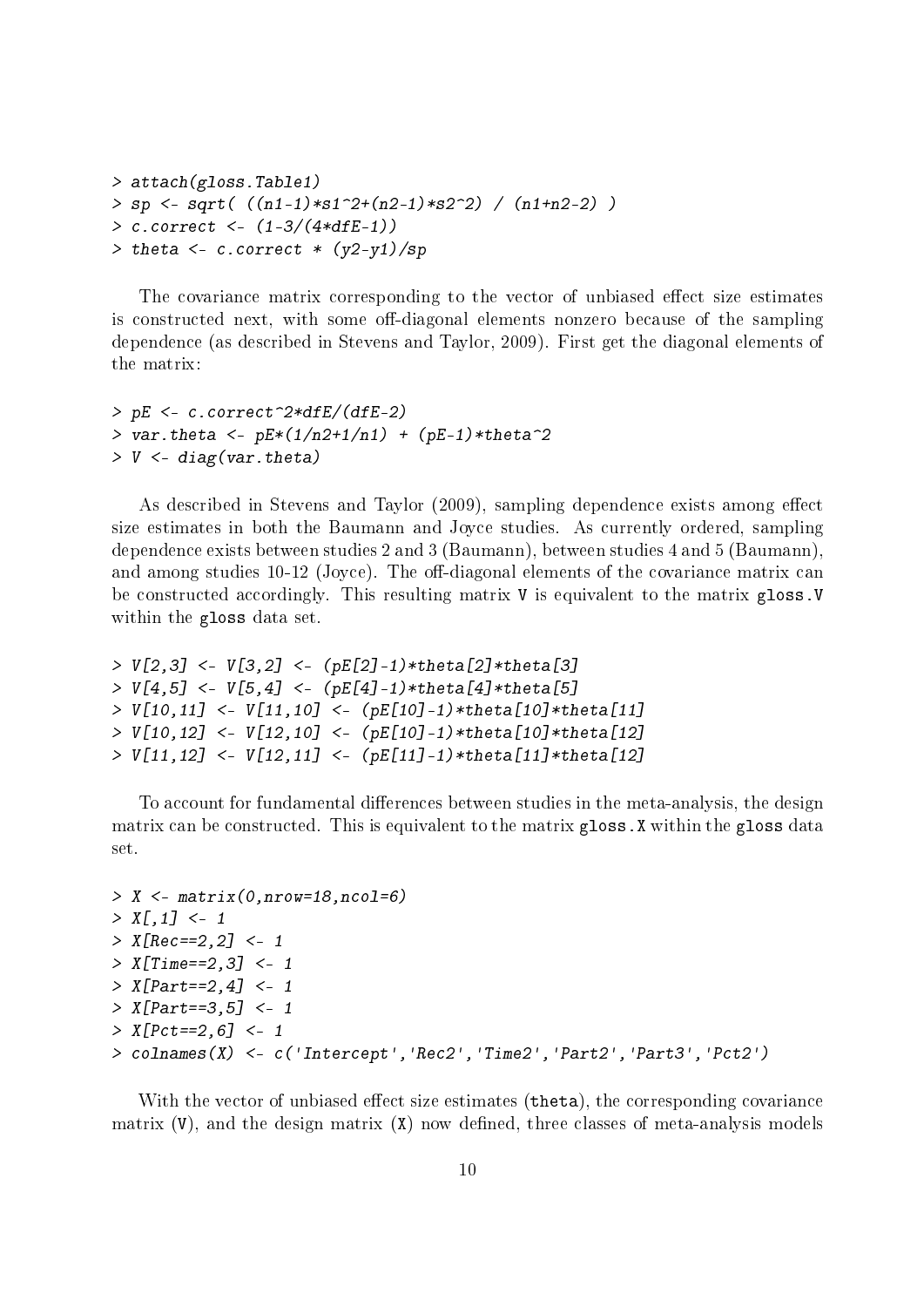```
> attach(gloss.Table1)
> sp <- sqrt( ((n1-1)*s1^2+(n2-1)*s2^2) / (n1+n2-2) )
> c.correct <- (1-3/(4*dfE-1))
> theta <- c.correct * (y2-y1)/sp
```

The covariance matrix corresponding to the vector of unbiased effect size estimates is constructed next, with some off-diagonal elements nonzero because of the sampling dependence (as described in Stevens and Taylor, 2009). First get the diagonal elements of the matrix:

```
> pE <- c.correct^2*dfE/(dfE-2)
> var.theta <- pE*(1/n2+1/n1) + (pE-1)*theta^2
> V <- diag(var.theta)
```

As described in Stevens and Taylor (2009), sampling dependence exists among effect size estimates in both the Baumann and Joyce studies. As currently ordered, sampling dependence exists between studies 2 and 3 (Baumann), between studies 4 and 5 (Baumann), and among studies 10-12 (Joyce). The off-diagonal elements of the covariance matrix can be constructed accordingly. This resulting matrix `V` is equivalent to the matrix `gloss.V` within the `gloss` data set.

```
> V[2,3] <- V[3,2] <- (pE[2]-1)*theta[2]*theta[3]
> V[4,5] <- V[5,4] <- (pE[4]-1)*theta[4]*theta[5]
> V[10,11] <- V[11,10] <- (pE[10]-1)*theta[10]*theta[11]
> V[10,12] <- V[12,10] <- (pE[10]-1)*theta[10]*theta[12]
> V[11,12] <- V[12,11] <- (pE[11]-1)*theta[11]*theta[12]
```

To account for fundamental differences between studies in the meta-analysis, the design matrix can be constructed. This is equivalent to the matrix `gloss.X` within the `gloss` data set.

```
> X <- matrix(0,nrow=18,ncol=6)
> X[,1] <- 1
> X[Rec==2,2] <- 1
> X[Time==2,3] <- 1
> X[Part==2,4] <- 1
> X[Part==3,5] <- 1
> X[Pct==2,6] <- 1
> colnames(X) <- c('Intercept','Rec2','Time2','Part2','Part3','Pct2')
```

With the vector of unbiased effect size estimates (`theta`), the corresponding covariance matrix (`V`), and the design matrix (`X`) now defined, three classes of meta-analysis models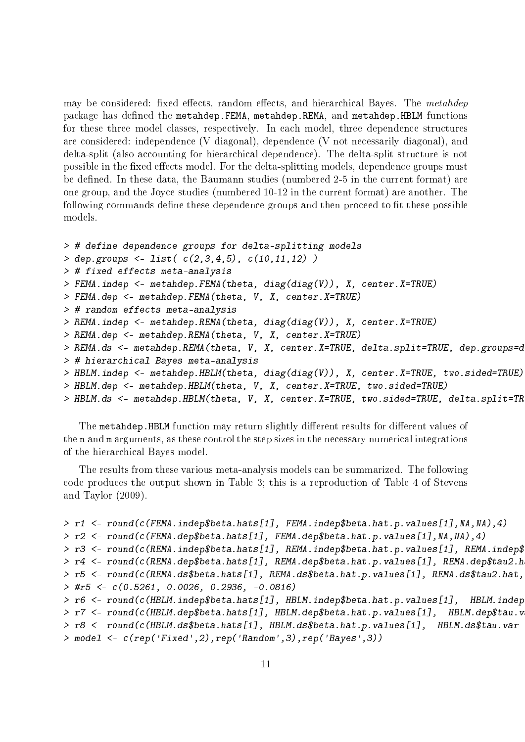may be considered: fixed effects, random effects, and hierarchical Bayes. The *metahdep* package has defined the `metahdep.FEMA`, `metahdep.REMA`, and `metahdep.HBLM` functions for these three model classes, respectively. In each model, three dependence structures are considered: independence (V diagonal), dependence (V not necessarily diagonal), and delta-split (also accounting for hierarchical dependence). The delta-split structure is not possible in the fixed effects model. For the delta-splitting models, dependence groups must be defined. In these data, the Baumann studies (numbered 2-5 in the current format) are one group, and the Joyce studies (numbered 10-12 in the current format) are another. The following commands define these dependence groups and then proceed to fit these possible models.

```
> # define dependence groups for delta-splitting models
> dep.groups <- list( c(2,3,4,5), c(10,11,12) )
> # fixed effects meta-analysis
> FEMA.indep <- metahdep.FEMA(theta, diag(diag(V)), X, center.X=TRUE)
> FEMA.dep <- metahdep.FEMA(theta, V, X, center.X=TRUE)
> # random effects meta-analysis
> REMA.indep <- metahdep.REMA(theta, diag(diag(V)), X, center.X=TRUE)
> REMA.dep <- metahdep.REMA(theta, V, X, center.X=TRUE)
> REMA.ds <- metahdep.REMA(theta, V, X, center.X=TRUE, delta.split=TRUE, dep.groups=d
> # hierarchical Bayes meta-analysis
> HBLM.indep <- metahdep.HBLM(theta, diag(diag(V)), X, center.X=TRUE, two.sided=TRUE)
> HBLM.dep <- metahdep.HBLM(theta, V, X, center.X=TRUE, two.sided=TRUE)
> HBLM.ds <- metahdep.HBLM(theta, V, X, center.X=TRUE, two.sided=TRUE, delta.split=TR
```

The `metahdep.HBLM` function may return slightly different results for different values of the `n` and `m` arguments, as these control the step sizes in the necessary numerical integrations of the hierarchical Bayes model.

The results from these various meta-analysis models can be summarized. The following code produces the output shown in Table 3; this is a reproduction of Table 4 of Stevens and Taylor (2009).

```
> r1 <- round(c(FEMA.indep$beta.hats[1], FEMA.indep$beta.hat.p.values[1],NA,NA),4)
> r2 <- round(c(FEMA.dep$beta.hats[1], FEMA.dep$beta.hat.p.values[1],NA,NA),4)
> r3 <- round(c(REMA.indep$beta.hats[1], REMA.indep$beta.hat.p.values[1], REMA.indep$
> r4 <- round(c(REMA.dep$beta.hats[1], REMA.dep$beta.hat.p.values[1], REMA.dep$tau2.h
> r5 <- round(c(REMA.ds$beta.hats[1], REMA.ds$beta.hat.p.values[1], REMA.ds$tau2.hat,
> #r5 <- c(0.5261, 0.0026, 0.2936, -0.0816)
> r6 <- round(c(HBLM.indep$beta.hats[1], HBLM.indep$beta.hat.p.values[1],  HBLM.indep
> r7 <- round(c(HBLM.dep$beta.hats[1], HBLM.dep$beta.hat.p.values[1],  HBLM.dep$tau.v
> r8 <- round(c(HBLM.ds$beta.hats[1], HBLM.ds$beta.hat.p.values[1],  HBLM.ds$tau.var
> model <- c(rep('Fixed',2),rep('Random',3),rep('Bayes',3))
```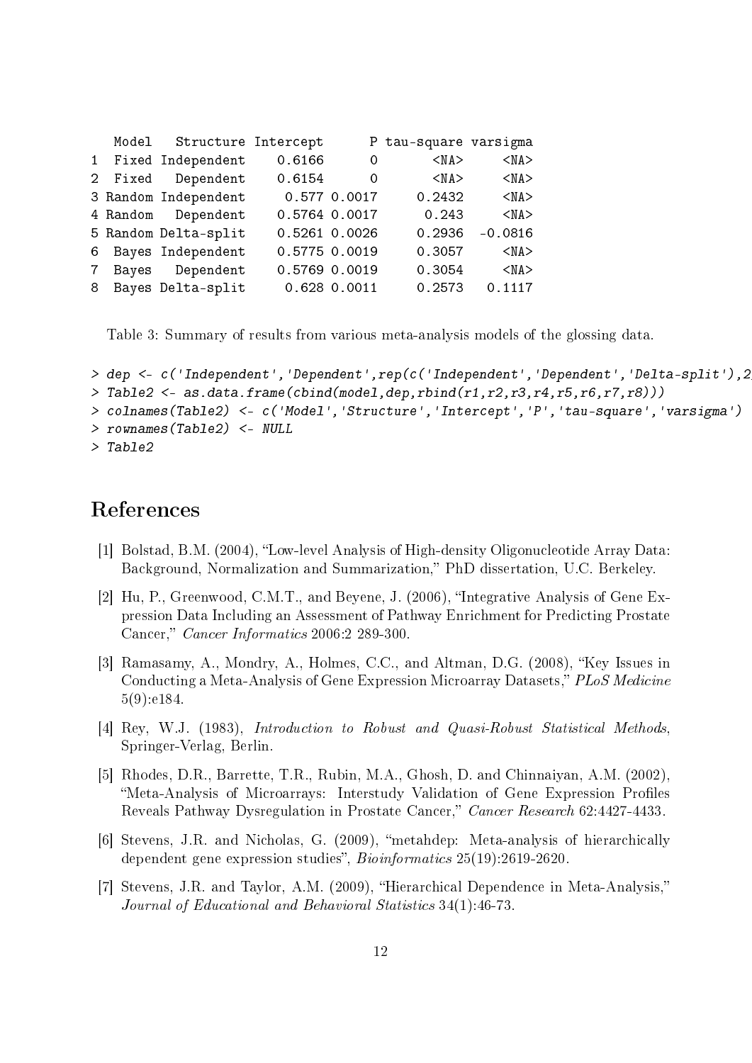```
   Model   Structure Intercept      P tau-square varsigma
1  Fixed Independent    0.6166      0       <NA>     <NA>
2  Fixed   Dependent    0.6154      0       <NA>     <NA>
3 Random Independent     0.577 0.0017     0.2432     <NA>
4 Random   Dependent    0.5764 0.0017      0.243     <NA>
5 Random Delta-split    0.5261 0.0026     0.2936  -0.0816
6  Bayes Independent    0.5775 0.0019     0.3057     <NA>
7  Bayes   Dependent    0.5769 0.0019     0.3054     <NA>
8  Bayes Delta-split     0.628 0.0011     0.2573   0.1117
```

Table 3: Summary of results from various meta-analysis models of the glossing data.

```
> dep <- c('Independent','Dependent',rep(c('Independent','Dependent','Delta-split'),2
> Table2 <- as.data.frame(cbind(model,dep,rbind(r1,r2,r3,r4,r5,r6,r7,r8)))
> colnames(Table2) <- c('Model','Structure','Intercept','P','tau-square','varsigma')
> rownames(Table2) <- NULL
> Table2
```

# References

[1] Bolstad, B.M. (2004), "Low-level Analysis of High-density Oligonucleotide Array Data: Background, Normalization and Summarization," PhD dissertation, U.C. Berkeley.

[2] Hu, P., Greenwood, C.M.T., and Beyene, J. (2006), "Integrative Analysis of Gene Expression Data Including an Assessment of Pathway Enrichment for Predicting Prostate Cancer," *Cancer Informatics* 2006:2 289-300.

[3] Ramasamy, A., Mondry, A., Holmes, C.C., and Altman, D.G. (2008), "Key Issues in Conducting a Meta-Analysis of Gene Expression Microarray Datasets," *PLoS Medicine* 5(9):e184.

[4] Rey, W.J. (1983), *Introduction to Robust and Quasi-Robust Statistical Methods*, Springer-Verlag, Berlin.

[5] Rhodes, D.R., Barrette, T.R., Rubin, M.A., Ghosh, D. and Chinnaiyan, A.M. (2002), "Meta-Analysis of Microarrays: Interstudy Validation of Gene Expression Profiles Reveals Pathway Dysregulation in Prostate Cancer," *Cancer Research* 62:4427-4433.

[6] Stevens, J.R. and Nicholas, G. (2009), "metahdep: Meta-analysis of hierarchically dependent gene expression studies", *Bioinformatics* 25(19):2619-2620.

[7] Stevens, J.R. and Taylor, A.M. (2009), "Hierarchical Dependence in Meta-Analysis," *Journal of Educational and Behavioral Statistics* 34(1):46-73.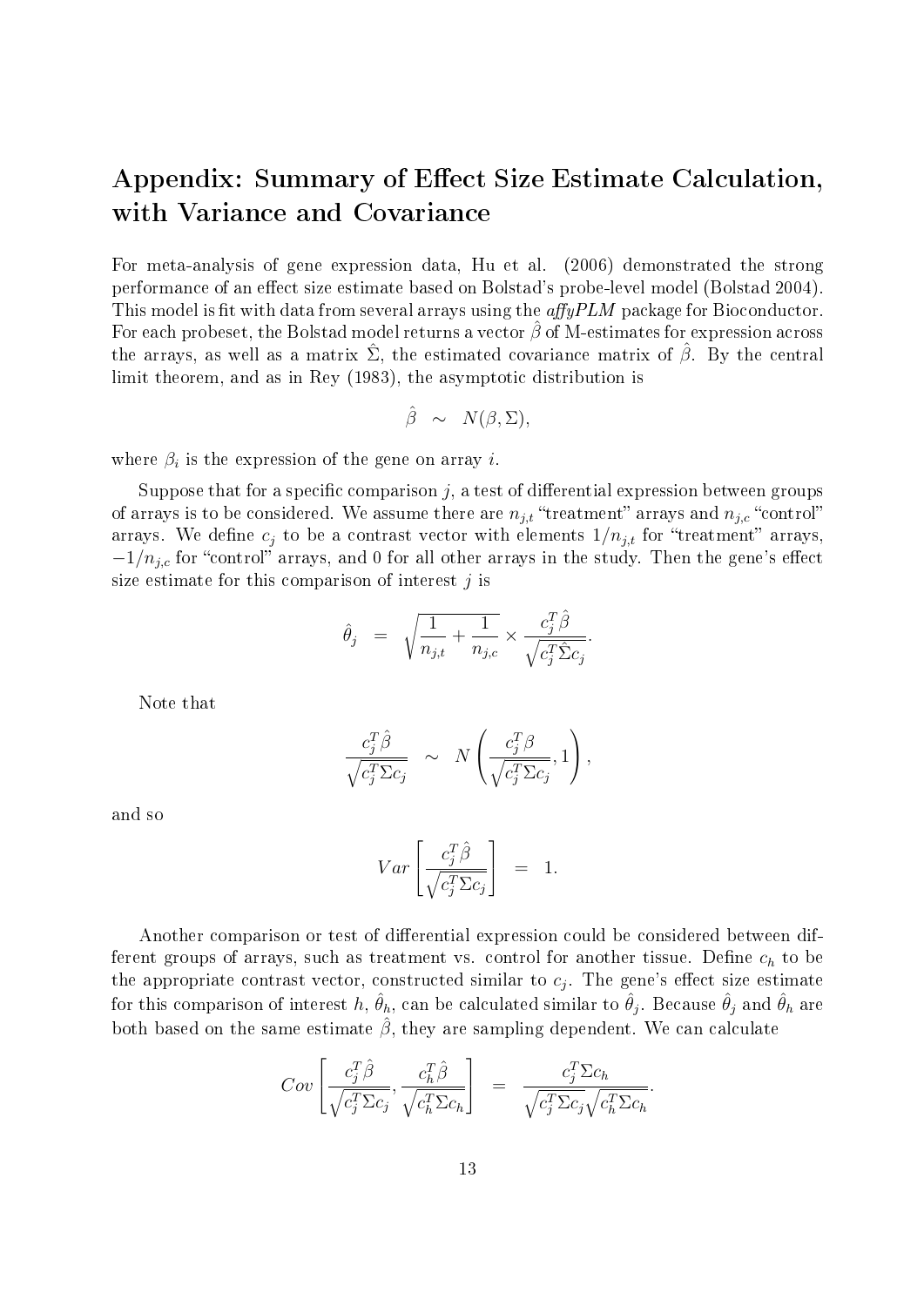## Appendix: Summary of Effect Size Estimate Calculation, with Variance and Covariance

For meta-analysis of gene expression data, Hu et al. (2006) demonstrated the strong performance of an effect size estimate based on Bolstad's probe-level model (Bolstad 2004). This model is fit with data from several arrays using the *affyPLM* package for Bioconductor. For each probeset, the Bolstad model returns a vector $\hat{\beta}$ of M-estimates for expression across the arrays, as well as a matrix $\hat{\Sigma}$, the estimated covariance matrix of $\hat{\beta}$. By the central limit theorem, and as in Rey (1983), the asymptotic distribution is

$$\hat{\beta} \quad \sim \quad N(\beta, \Sigma),$$

where $\beta_i$ is the expression of the gene on array $i$.

Suppose that for a specific comparison $j$, a test of differential expression between groups of arrays is to be considered. We assume there are $n_{j,t}$ "treatment" arrays and $n_{j,c}$ "control" arrays. We define $c_j$ to be a contrast vector with elements $1/n_{j,t}$ for "treatment" arrays, $-1/n_{j,c}$ for "control" arrays, and 0 for all other arrays in the study. Then the gene's effect size estimate for this comparison of interest $j$ is

$$\hat{\theta}_j \quad = \quad \sqrt{\frac{1}{n_{j,t}} + \frac{1}{n_{j,c}}} \times \frac{c_j^T \hat{\beta}}{\sqrt{c_j^T \hat{\Sigma} c_j}}.$$

Note that

$$\frac{c_j^T \hat{\beta}}{\sqrt{c_j^T \Sigma c_j}} \quad \sim \quad N\left(\frac{c_j^T \beta}{\sqrt{c_j^T \Sigma c_j}}, 1\right),$$

and so

$$Var\left[\frac{c_j^T \hat{\beta}}{\sqrt{c_j^T \Sigma c_j}}\right] \quad = \quad 1.$$

Another comparison or test of differential expression could be considered between different groups of arrays, such as treatment vs. control for another tissue. Define $c_h$ to be the appropriate contrast vector, constructed similar to $c_j$. The gene's effect size estimate for this comparison of interest $h$, $\hat{\theta}_h$, can be calculated similar to $\hat{\theta}_j$. Because $\hat{\theta}_j$ and $\hat{\theta}_h$ are both based on the same estimate $\hat{\beta}$, they are sampling dependent. We can calculate

$$Cov\left[\frac{c_j^T \hat{\beta}}{\sqrt{c_j^T \Sigma c_j}}, \frac{c_h^T \hat{\beta}}{\sqrt{c_h^T \Sigma c_h}}\right] \quad = \quad \frac{c_j^T \Sigma c_h}{\sqrt{c_j^T \Sigma c_j}\sqrt{c_h^T \Sigma c_h}}.$$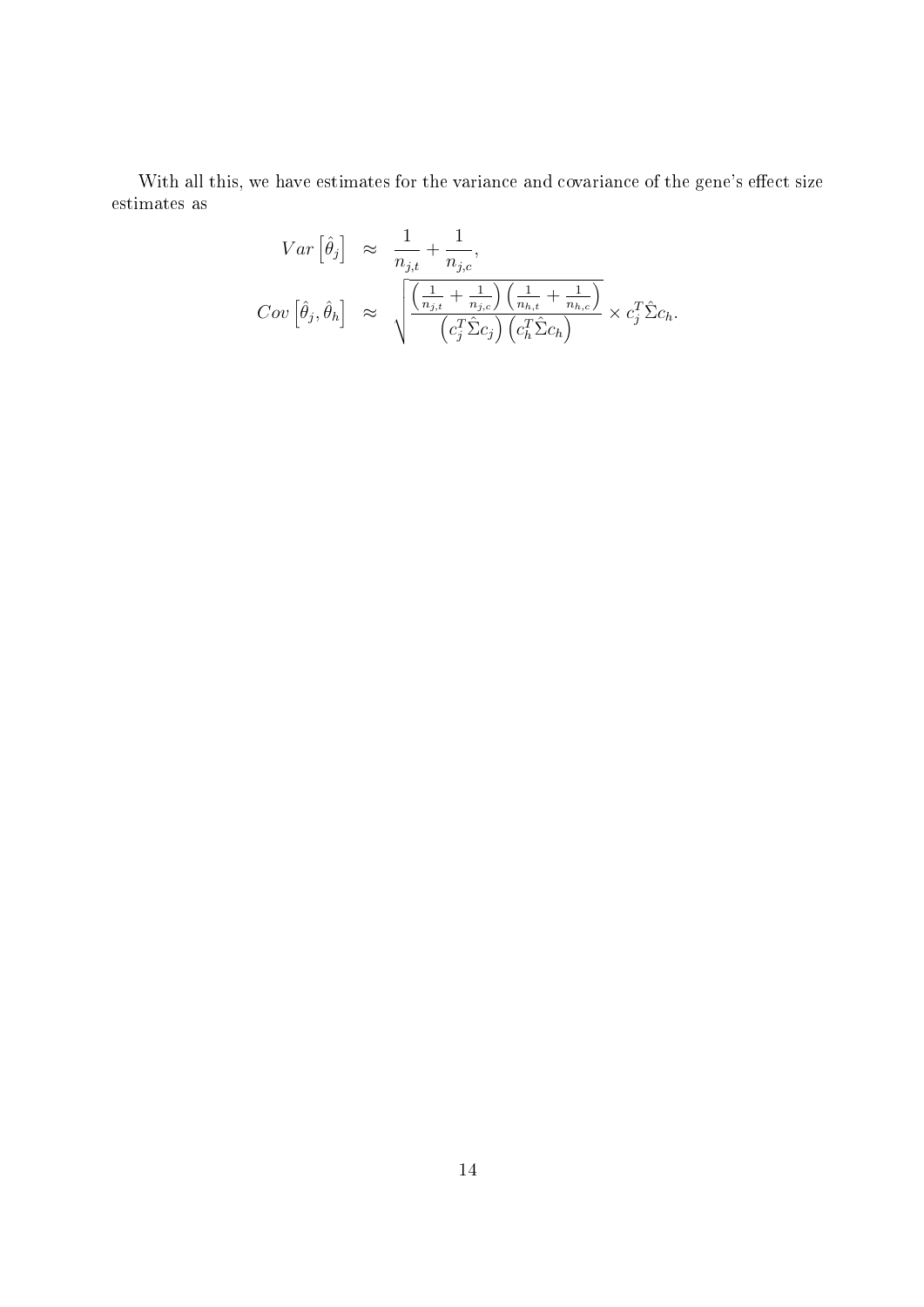With all this, we have estimates for the variance and covariance of the gene's effect size estimates as

$$
\begin{aligned}
Var\left[\hat{\theta}_j\right] &\approx \frac{1}{n_{j,t}} + \frac{1}{n_{j,c}}, \\
Cov\left[\hat{\theta}_j, \hat{\theta}_h\right] &\approx \sqrt{\frac{\left(\frac{1}{n_{j,t}} + \frac{1}{n_{j,c}}\right)\left(\frac{1}{n_{h,t}} + \frac{1}{n_{h,c}}\right)}{\left(c_j^T \hat{\Sigma} c_j\right)\left(c_h^T \hat{\Sigma} c_h\right)}} \times c_j^T \hat{\Sigma} c_h.
\end{aligned}
$$